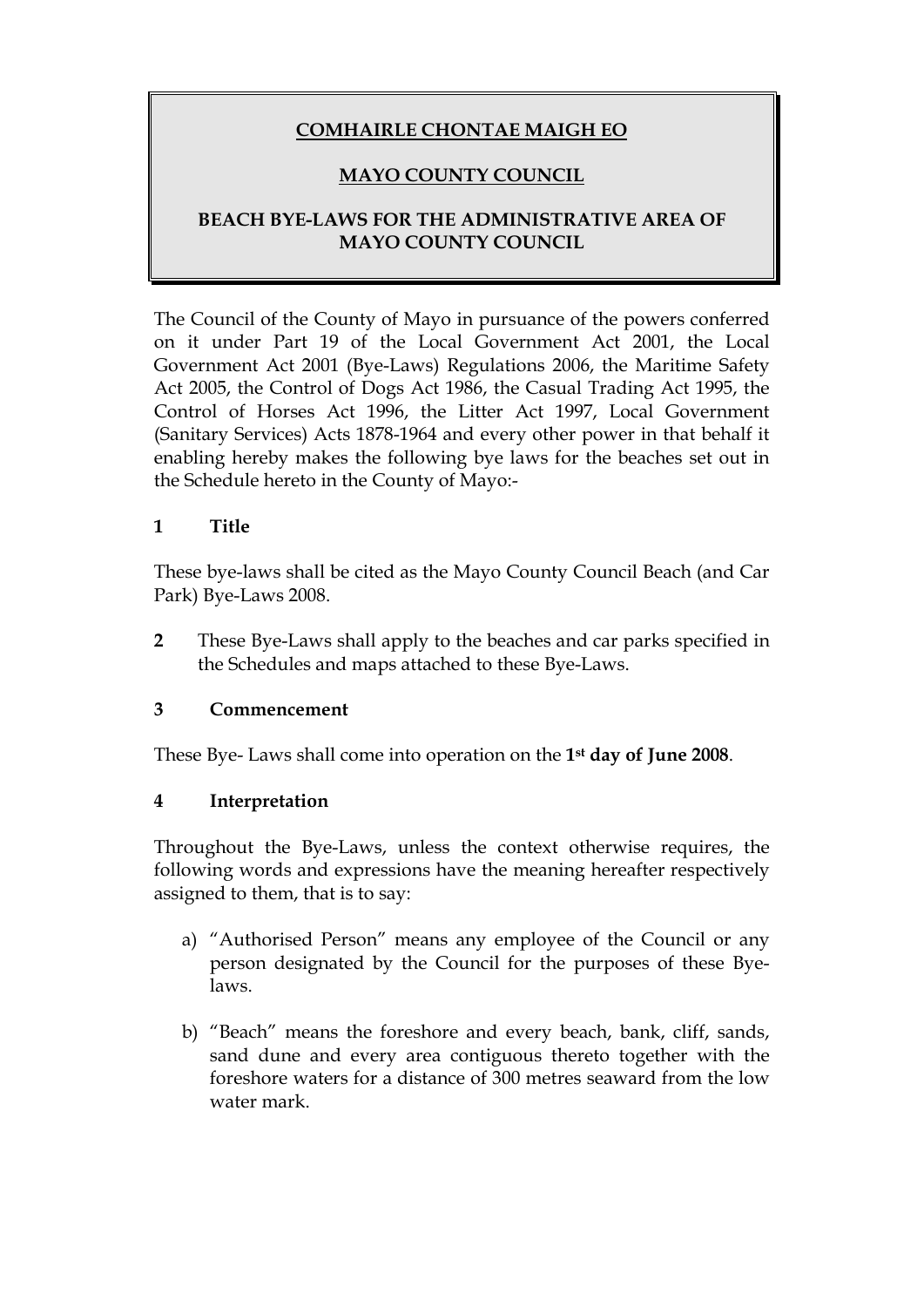**COMHAIRLE CHONTAE MAIGH EO**

**MAYO COUNTY COUNCIL**

**BEACH BYE-LAWS FOR THE ADMINISTRATIVE AREA OF MAYO COUNTY COUNCIL**

The Council of the County of Mayo in pursuance of the powers conferred on it under Part 19 of the Local Government Act 2001, the Local Government Act 2001 (Bye-Laws) Regulations 2006, the Maritime Safety Act 2005, the Control of Dogs Act 1986, the Casual Trading Act 1995, the Control of Horses Act 1996, the Litter Act 1997, Local Government (Sanitary Services) Acts 1878-1964 and every other power in that behalf it enabling hereby makes the following bye laws for the beaches set out in the Schedule hereto in the County of Mayo:-

**1 Title**

These bye-laws shall be cited as the Mayo County Council Beach (and Car Park) Bye-Laws 2008.

**2** These Bye-Laws shall apply to the beaches and car parks specified in the Schedules and maps attached to these Bye-Laws.

**3 Commencement**

These Bye- Laws shall come into operation on the **1st day of June 2008**.

**4 Interpretation**

Throughout the Bye-Laws, unless the context otherwise requires, the following words and expressions have the meaning hereafter respectively assigned to them, that is to say:

a) "Authorised Person" means any employee of the Council or any person designated by the Council for the purposes of these Bye-laws.

b) "Beach" means the foreshore and every beach, bank, cliff, sands, sand dune and every area contiguous thereto together with the foreshore waters for a distance of 300 metres seaward from the low water mark.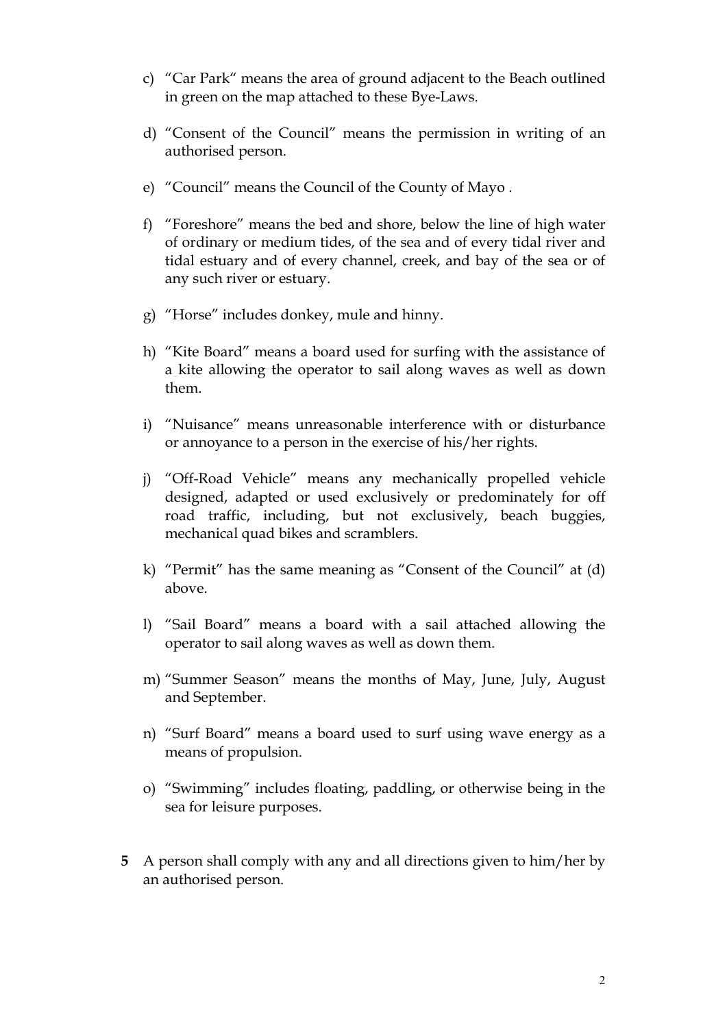c) "Car Park" means the area of ground adjacent to the Beach outlined in green on the map attached to these Bye-Laws.

d) "Consent of the Council" means the permission in writing of an authorised person.

e) "Council" means the Council of the County of Mayo .

f) "Foreshore" means the bed and shore, below the line of high water of ordinary or medium tides, of the sea and of every tidal river and tidal estuary and of every channel, creek, and bay of the sea or of any such river or estuary.

g) "Horse" includes donkey, mule and hinny.

h) "Kite Board" means a board used for surfing with the assistance of a kite allowing the operator to sail along waves as well as down them.

i) "Nuisance" means unreasonable interference with or disturbance or annoyance to a person in the exercise of his/her rights.

j) "Off-Road Vehicle" means any mechanically propelled vehicle designed, adapted or used exclusively or predominately for off road traffic, including, but not exclusively, beach buggies, mechanical quad bikes and scramblers.

k) "Permit" has the same meaning as "Consent of the Council" at (d) above.

l) "Sail Board" means a board with a sail attached allowing the operator to sail along waves as well as down them.

m) "Summer Season" means the months of May, June, July, August and September.

n) "Surf Board" means a board used to surf using wave energy as a means of propulsion.

o) "Swimming" includes floating, paddling, or otherwise being in the sea for leisure purposes.

**5** A person shall comply with any and all directions given to him/her by an authorised person.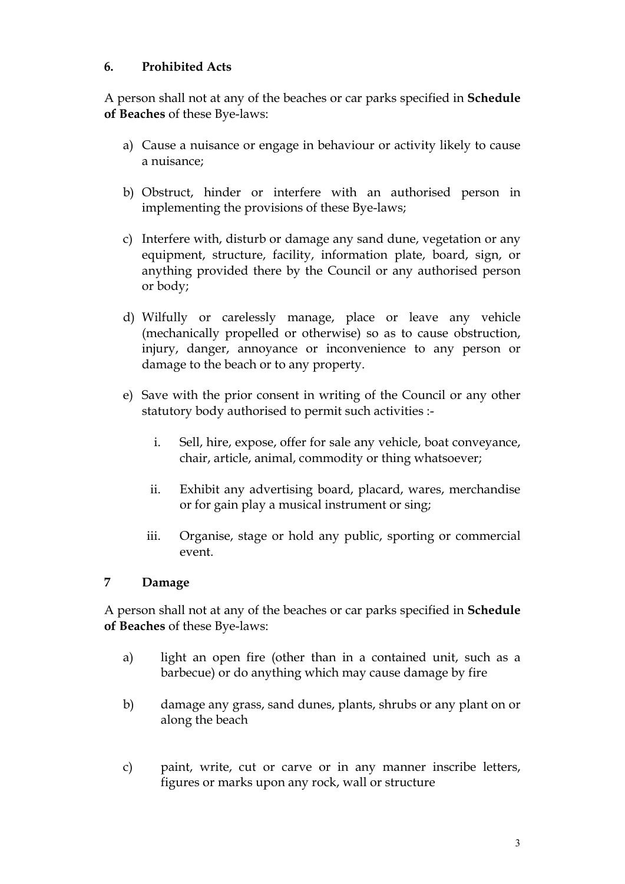## 6. Prohibited Acts

A person shall not at any of the beaches or car parks specified in **Schedule of Beaches** of these Bye-laws:

a) Cause a nuisance or engage in behaviour or activity likely to cause a nuisance;

b) Obstruct, hinder or interfere with an authorised person in implementing the provisions of these Bye-laws;

c) Interfere with, disturb or damage any sand dune, vegetation or any equipment, structure, facility, information plate, board, sign, or anything provided there by the Council or any authorised person or body;

d) Wilfully or carelessly manage, place or leave any vehicle (mechanically propelled or otherwise) so as to cause obstruction, injury, danger, annoyance or inconvenience to any person or damage to the beach or to any property.

e) Save with the prior consent in writing of the Council or any other statutory body authorised to permit such activities :-

   i. Sell, hire, expose, offer for sale any vehicle, boat conveyance, chair, article, animal, commodity or thing whatsoever;

   ii. Exhibit any advertising board, placard, wares, merchandise or for gain play a musical instrument or sing;

   iii. Organise, stage or hold any public, sporting or commercial event.

## 7 Damage

A person shall not at any of the beaches or car parks specified in **Schedule of Beaches** of these Bye-laws:

a) light an open fire (other than in a contained unit, such as a barbecue) or do anything which may cause damage by fire

b) damage any grass, sand dunes, plants, shrubs or any plant on or along the beach

c) paint, write, cut or carve or in any manner inscribe letters, figures or marks upon any rock, wall or structure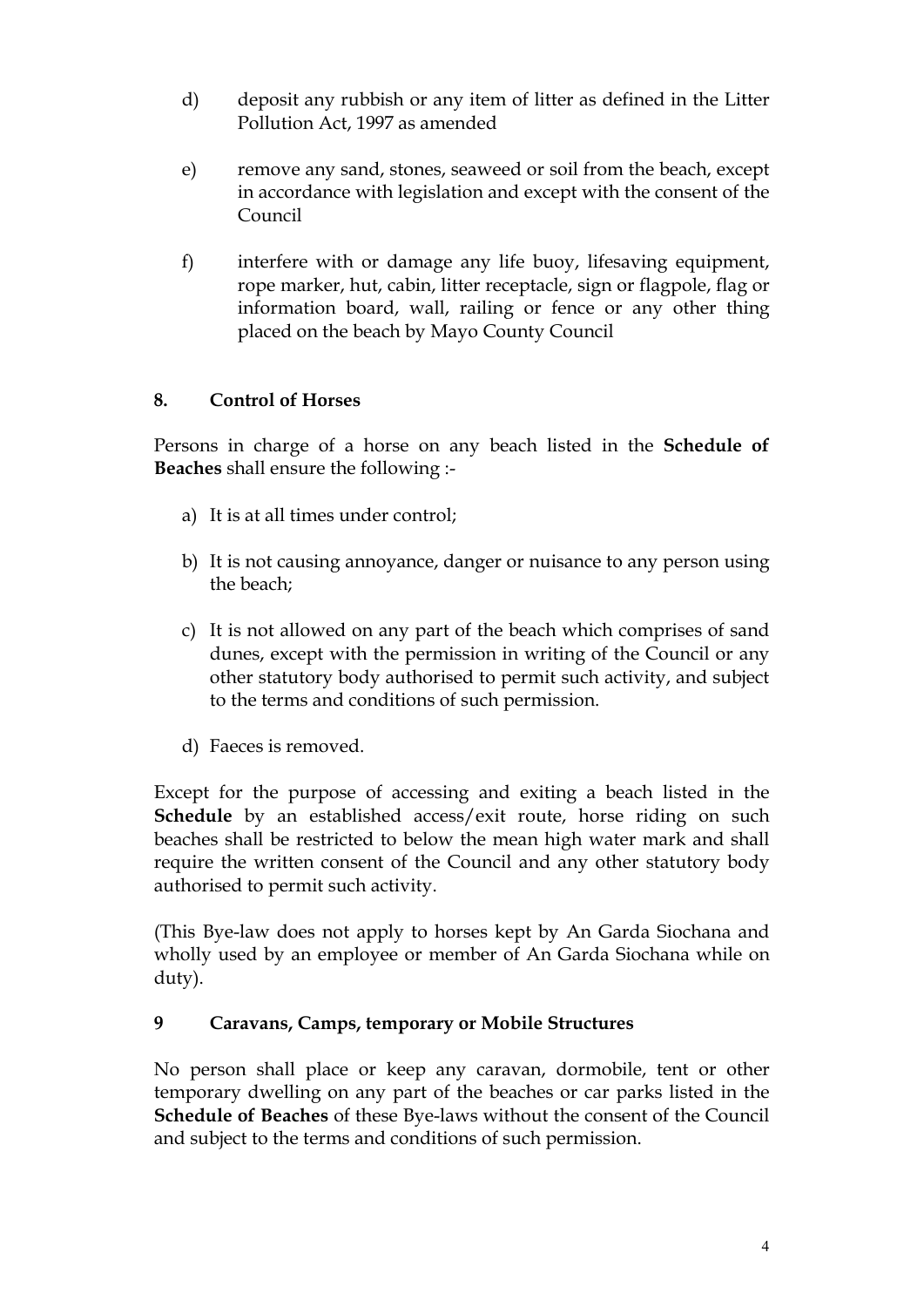d) deposit any rubbish or any item of litter as defined in the Litter Pollution Act, 1997 as amended

e) remove any sand, stones, seaweed or soil from the beach, except in accordance with legislation and except with the consent of the Council

f) interfere with or damage any life buoy, lifesaving equipment, rope marker, hut, cabin, litter receptacle, sign or flagpole, flag or information board, wall, railing or fence or any other thing placed on the beach by Mayo County Council

## 8. Control of Horses

Persons in charge of a horse on any beach listed in the **Schedule of Beaches** shall ensure the following :-

a) It is at all times under control;

b) It is not causing annoyance, danger or nuisance to any person using the beach;

c) It is not allowed on any part of the beach which comprises of sand dunes, except with the permission in writing of the Council or any other statutory body authorised to permit such activity, and subject to the terms and conditions of such permission.

d) Faeces is removed.

Except for the purpose of accessing and exiting a beach listed in the **Schedule** by an established access/exit route, horse riding on such beaches shall be restricted to below the mean high water mark and shall require the written consent of the Council and any other statutory body authorised to permit such activity.

(This Bye-law does not apply to horses kept by An Garda Siochana and wholly used by an employee or member of An Garda Siochana while on duty).

## 9 Caravans, Camps, temporary or Mobile Structures

No person shall place or keep any caravan, dormobile, tent or other temporary dwelling on any part of the beaches or car parks listed in the **Schedule of Beaches** of these Bye-laws without the consent of the Council and subject to the terms and conditions of such permission.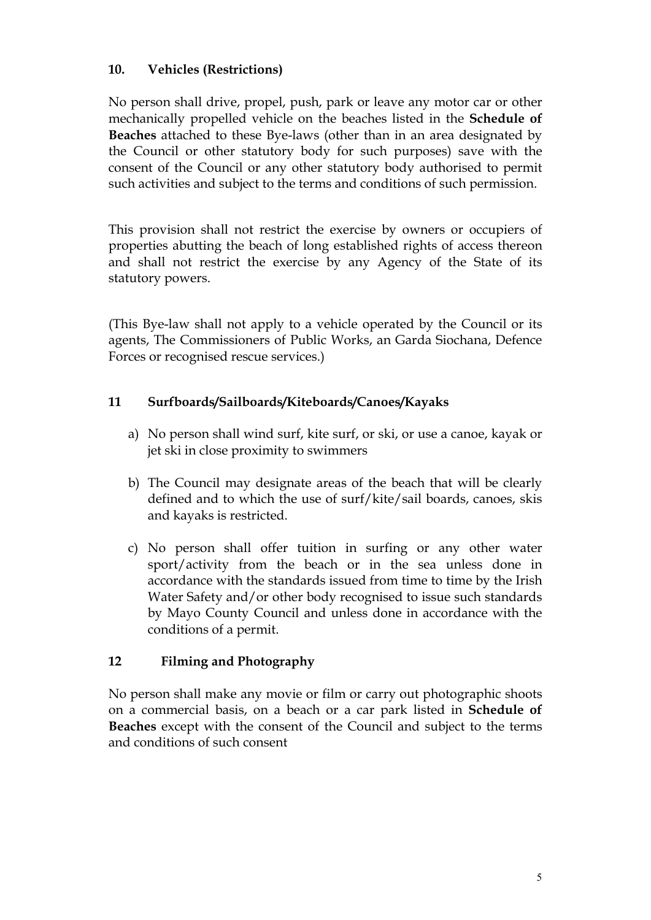## 10. Vehicles (Restrictions)

No person shall drive, propel, push, park or leave any motor car or other mechanically propelled vehicle on the beaches listed in the **Schedule of Beaches** attached to these Bye-laws (other than in an area designated by the Council or other statutory body for such purposes) save with the consent of the Council or any other statutory body authorised to permit such activities and subject to the terms and conditions of such permission.

This provision shall not restrict the exercise by owners or occupiers of properties abutting the beach of long established rights of access thereon and shall not restrict the exercise by any Agency of the State of its statutory powers.

(This Bye-law shall not apply to a vehicle operated by the Council or its agents, The Commissioners of Public Works, an Garda Siochana, Defence Forces or recognised rescue services.)

## 11 Surfboards/Sailboards/Kiteboards/Canoes/Kayaks

a) No person shall wind surf, kite surf, or ski, or use a canoe, kayak or jet ski in close proximity to swimmers

b) The Council may designate areas of the beach that will be clearly defined and to which the use of surf/kite/sail boards, canoes, skis and kayaks is restricted.

c) No person shall offer tuition in surfing or any other water sport/activity from the beach or in the sea unless done in accordance with the standards issued from time to time by the Irish Water Safety and/or other body recognised to issue such standards by Mayo County Council and unless done in accordance with the conditions of a permit.

## 12 Filming and Photography

No person shall make any movie or film or carry out photographic shoots on a commercial basis, on a beach or a car park listed in **Schedule of Beaches** except with the consent of the Council and subject to the terms and conditions of such consent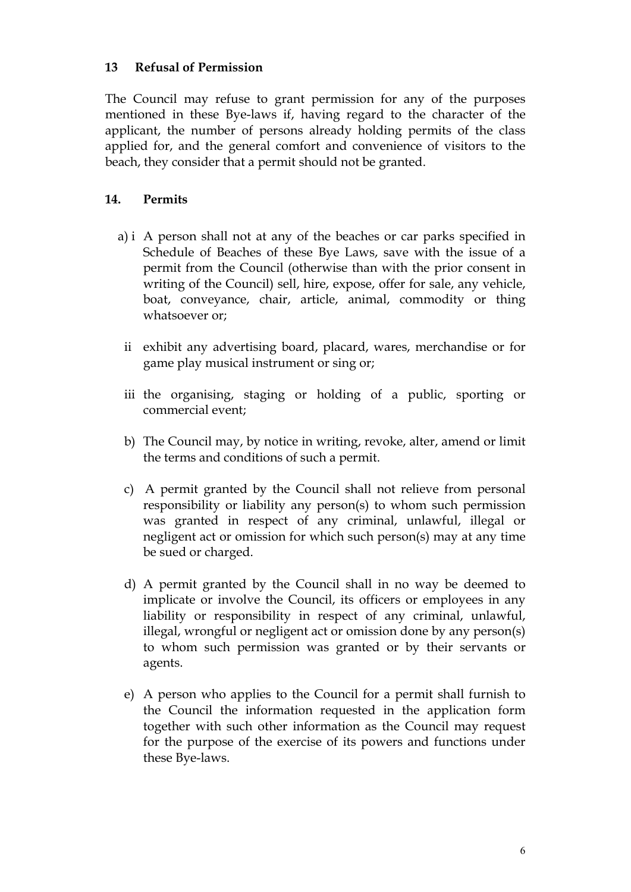### 13 Refusal of Permission

The Council may refuse to grant permission for any of the purposes mentioned in these Bye-laws if, having regard to the character of the applicant, the number of persons already holding permits of the class applied for, and the general comfort and convenience of visitors to the beach, they consider that a permit should not be granted.

### 14. Permits

a) i A person shall not at any of the beaches or car parks specified in Schedule of Beaches of these Bye Laws, save with the issue of a permit from the Council (otherwise than with the prior consent in writing of the Council) sell, hire, expose, offer for sale, any vehicle, boat, conveyance, chair, article, animal, commodity or thing whatsoever or;

ii exhibit any advertising board, placard, wares, merchandise or for game play musical instrument or sing or;

iii the organising, staging or holding of a public, sporting or commercial event;

b) The Council may, by notice in writing, revoke, alter, amend or limit the terms and conditions of such a permit.

c) A permit granted by the Council shall not relieve from personal responsibility or liability any person(s) to whom such permission was granted in respect of any criminal, unlawful, illegal or negligent act or omission for which such person(s) may at any time be sued or charged.

d) A permit granted by the Council shall in no way be deemed to implicate or involve the Council, its officers or employees in any liability or responsibility in respect of any criminal, unlawful, illegal, wrongful or negligent act or omission done by any person(s) to whom such permission was granted or by their servants or agents.

e) A person who applies to the Council for a permit shall furnish to the Council the information requested in the application form together with such other information as the Council may request for the purpose of the exercise of its powers and functions under these Bye-laws.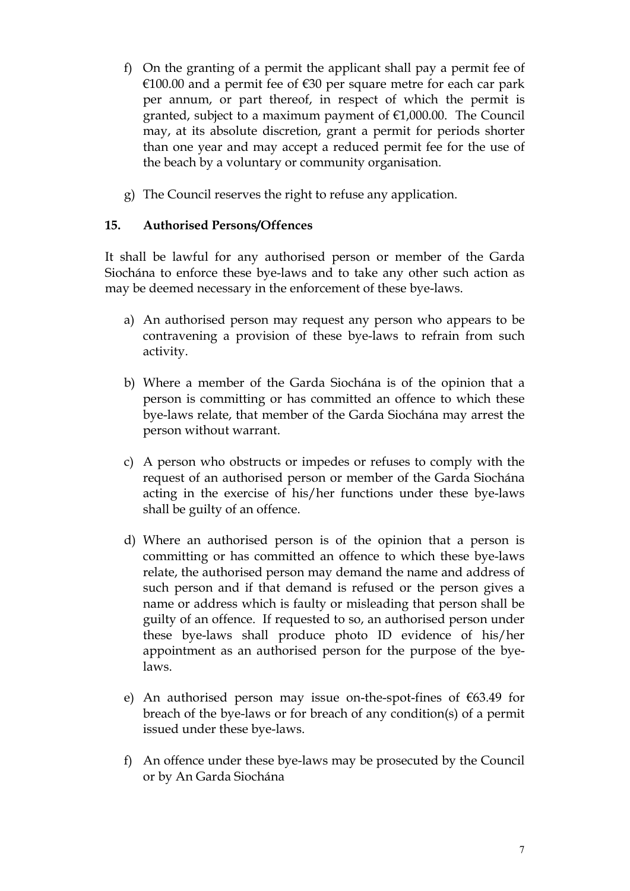f) On the granting of a permit the applicant shall pay a permit fee of €100.00 and a permit fee of €30 per square metre for each car park per annum, or part thereof, in respect of which the permit is granted, subject to a maximum payment of €1,000.00. The Council may, at its absolute discretion, grant a permit for periods shorter than one year and may accept a reduced permit fee for the use of the beach by a voluntary or community organisation.

g) The Council reserves the right to refuse any application.

### 15. Authorised Persons/Offences

It shall be lawful for any authorised person or member of the Garda Siochána to enforce these bye-laws and to take any other such action as may be deemed necessary in the enforcement of these bye-laws.

a) An authorised person may request any person who appears to be contravening a provision of these bye-laws to refrain from such activity.

b) Where a member of the Garda Siochána is of the opinion that a person is committing or has committed an offence to which these bye-laws relate, that member of the Garda Siochána may arrest the person without warrant.

c) A person who obstructs or impedes or refuses to comply with the request of an authorised person or member of the Garda Siochána acting in the exercise of his/her functions under these bye-laws shall be guilty of an offence.

d) Where an authorised person is of the opinion that a person is committing or has committed an offence to which these bye-laws relate, the authorised person may demand the name and address of such person and if that demand is refused or the person gives a name or address which is faulty or misleading that person shall be guilty of an offence. If requested to so, an authorised person under these bye-laws shall produce photo ID evidence of his/her appointment as an authorised person for the purpose of the bye-laws.

e) An authorised person may issue on-the-spot-fines of €63.49 for breach of the bye-laws or for breach of any condition(s) of a permit issued under these bye-laws.

f) An offence under these bye-laws may be prosecuted by the Council or by An Garda Siochána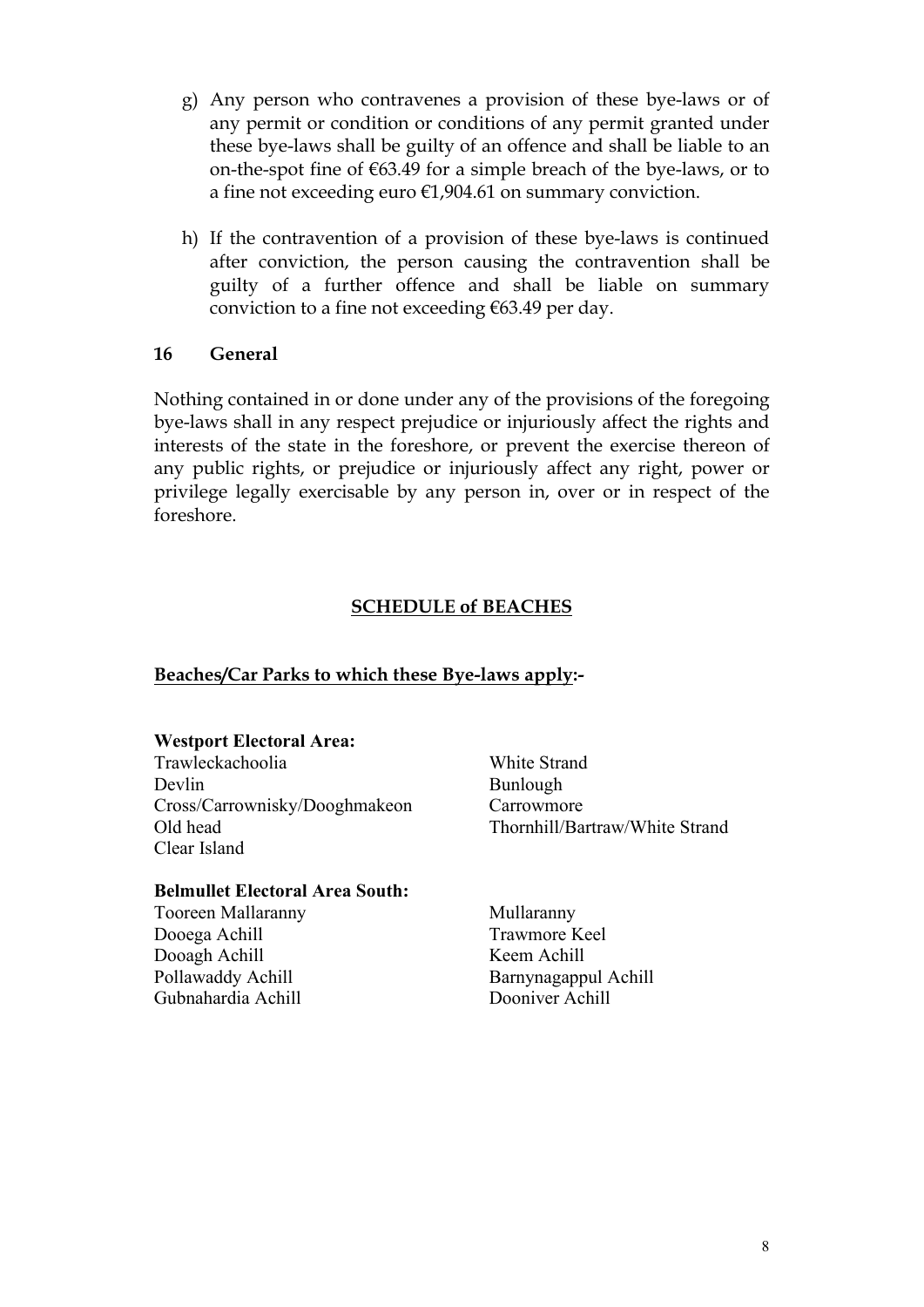g) Any person who contravenes a provision of these bye-laws or of any permit or condition or conditions of any permit granted under these bye-laws shall be guilty of an offence and shall be liable to an on-the-spot fine of €63.49 for a simple breach of the bye-laws, or to a fine not exceeding euro €1,904.61 on summary conviction.

h) If the contravention of a provision of these bye-laws is continued after conviction, the person causing the contravention shall be guilty of a further offence and shall be liable on summary conviction to a fine not exceeding €63.49 per day.

## 16 General

Nothing contained in or done under any of the provisions of the foregoing bye-laws shall in any respect prejudice or injuriously affect the rights and interests of the state in the foreshore, or prevent the exercise thereon of any public rights, or prejudice or injuriously affect any right, power or privilege legally exercisable by any person in, over or in respect of the foreshore.

## SCHEDULE of BEACHES

**Beaches/Car Parks to which these Bye-laws apply:-**

**Westport Electoral Area:**

Trawleckachoolia
Devlin
Cross/Carrownisky/Dooghmakeon
Old head
Clear Island
White Strand
Bunlough
Carrowmore
Thornhill/Bartraw/White Strand

**Belmullet Electoral Area South:**

Tooreen Mallaranny
Dooega Achill
Dooagh Achill
Pollawaddy Achill
Gubnahardia Achill
Mullaranny
Trawmore Keel
Keem Achill
Barnynagappul Achill
Dooniver Achill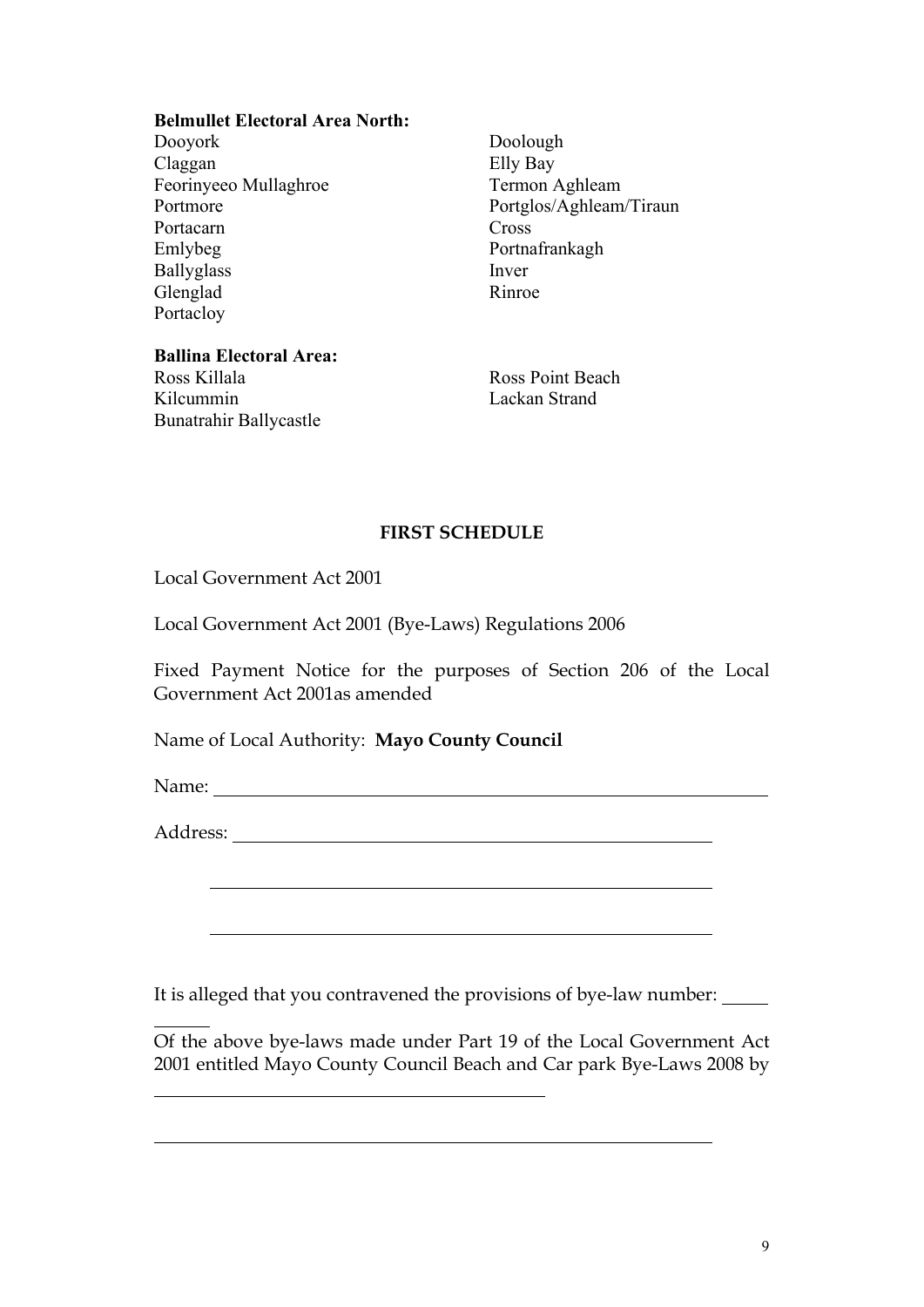**Belmullet Electoral Area North:**

Dooyork
Claggan
Feorinyeeo Mullaghroe
Portmore
Portacarn
Emlybeg
Ballyglass
Glenglad
Portacloy
Doolough
Elly Bay
Termon Aghleam
Portglos/Aghleam/Tiraun
Cross
Portnafrankagh
Inver
Rinroe

**Ballina Electoral Area:**

Ross Killala
Kilcummin
Bunatrahir Ballycastle
Ross Point Beach
Lackan Strand

**FIRST SCHEDULE**

Local Government Act 2001

Local Government Act 2001 (Bye-Laws) Regulations 2006

Fixed Payment Notice for the purposes of Section 206 of the Local Government Act 2001as amended

Name of Local Authority: **Mayo County Council**

Name: ____________________________________________________________

Address: __________________________________________________

__________________________________________________

__________________________________________________

It is alleged that you contravened the provisions of bye-law number: _____

______

Of the above bye-laws made under Part 19 of the Local Government Act 2001 entitled Mayo County Council Beach and Car park Bye-Laws 2008 by

________________________________________

__________________________________________________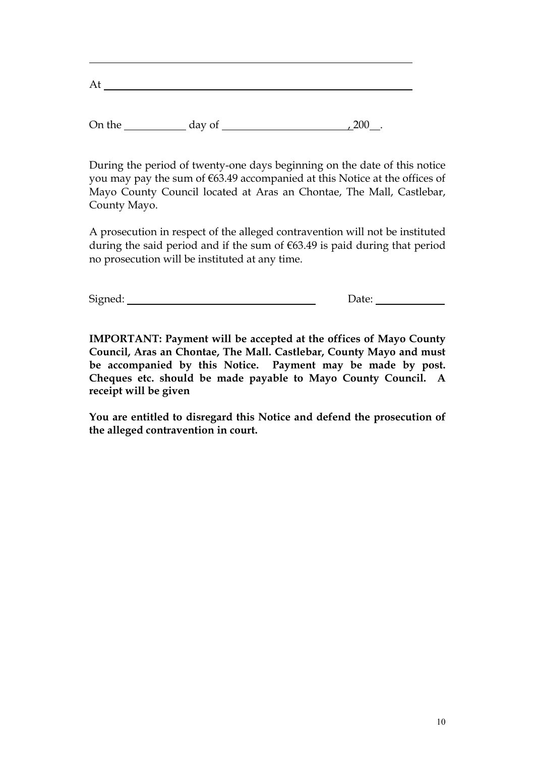\_\_\_\_\_\_\_\_\_\_\_\_\_\_\_\_\_\_\_\_\_\_\_\_\_\_\_\_\_\_\_\_\_\_\_\_\_\_\_\_\_\_\_\_\_\_\_\_\_\_\_\_\_\_\_\_

At \_\_\_\_\_\_\_\_\_\_\_\_\_\_\_\_\_\_\_\_\_\_\_\_\_\_\_\_\_\_\_\_\_\_\_\_\_\_\_\_\_\_\_\_\_\_\_\_\_\_\_\_\_

On the \_\_\_\_\_\_\_\_\_\_ day of \_\_\_\_\_\_\_\_\_\_\_\_\_\_\_\_\_\_\_\_\_, 200\_\_.

During the period of twenty-one days beginning on the date of this notice you may pay the sum of €63.49 accompanied at this Notice at the offices of Mayo County Council located at Aras an Chontae, The Mall, Castlebar, County Mayo.

A prosecution in respect of the alleged contravention will not be instituted during the said period and if the sum of €63.49 is paid during that period no prosecution will be instituted at any time.

Signed: \_\_\_\_\_\_\_\_\_\_\_\_\_\_\_\_\_\_\_\_\_\_\_\_\_\_\_\_\_\_\_\_ Date: \_\_\_\_\_\_\_\_\_\_\_\_

**IMPORTANT: Payment will be accepted at the offices of Mayo County Council, Aras an Chontae, The Mall. Castlebar, County Mayo and must be accompanied by this Notice. Payment may be made by post. Cheques etc. should be made payable to Mayo County Council. A receipt will be given**

**You are entitled to disregard this Notice and defend the prosecution of the alleged contravention in court.**